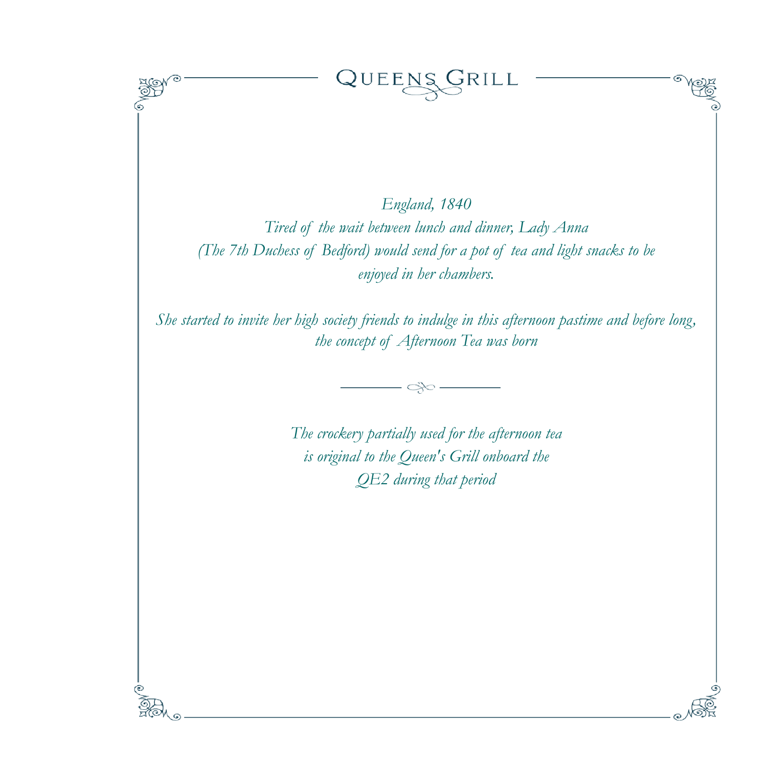# Queens Grill

*England, 1840*

*Tired of the wait between lunch and dinner, Lady Anna (The 7th Duchess of Bedford) would send for a pot of tea and light snacks to be enjoyed in her chambers.*

*She started to invite her high society friends to indulge in this afternoon pastime and before long, the concept of Afternoon Tea was born*

---

*The crockery partially used for the afternoon tea is original to the Queen's Grill onboard the QE2 during that period*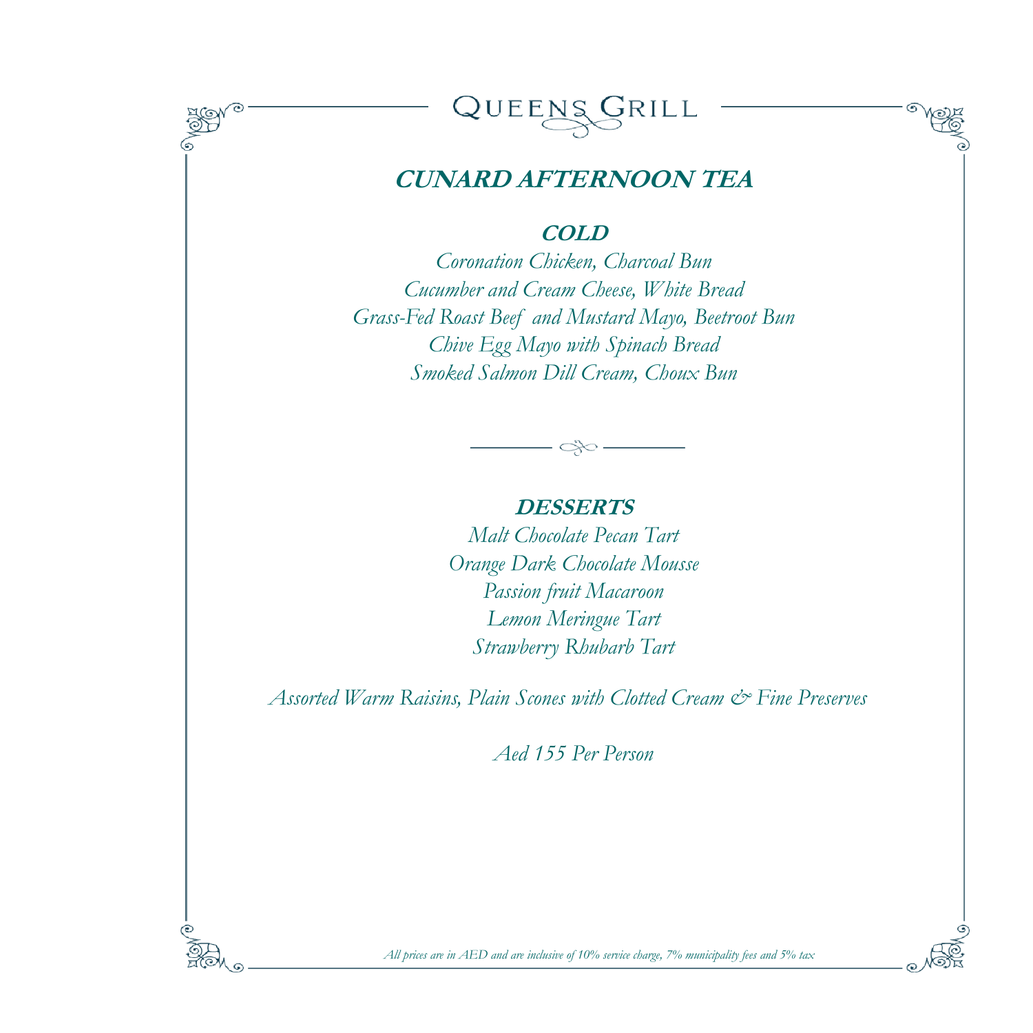# QUEENS GRILL

## CUNARD AFTERNOON TEA

### COLD

*Coronation Chicken, Charcoal Bun*
*Cucumber and Cream Cheese, White Bread*
*Grass-Fed Roast Beef and Mustard Mayo, Beetroot Bun*
*Chive Egg Mayo with Spinach Bread*
*Smoked Salmon Dill Cream, Choux Bun*

### DESSERTS

*Malt Chocolate Pecan Tart*
*Orange Dark Chocolate Mousse*
*Passion fruit Macaroon*
*Lemon Meringue Tart*
*Strawberry Rhubarb Tart*

*Assorted Warm Raisins, Plain Scones with Clotted Cream & Fine Preserves*

*Aed 155 Per Person*

*All prices are in AED and are inclusive of 10% service charge, 7% municipality fees and 5% tax*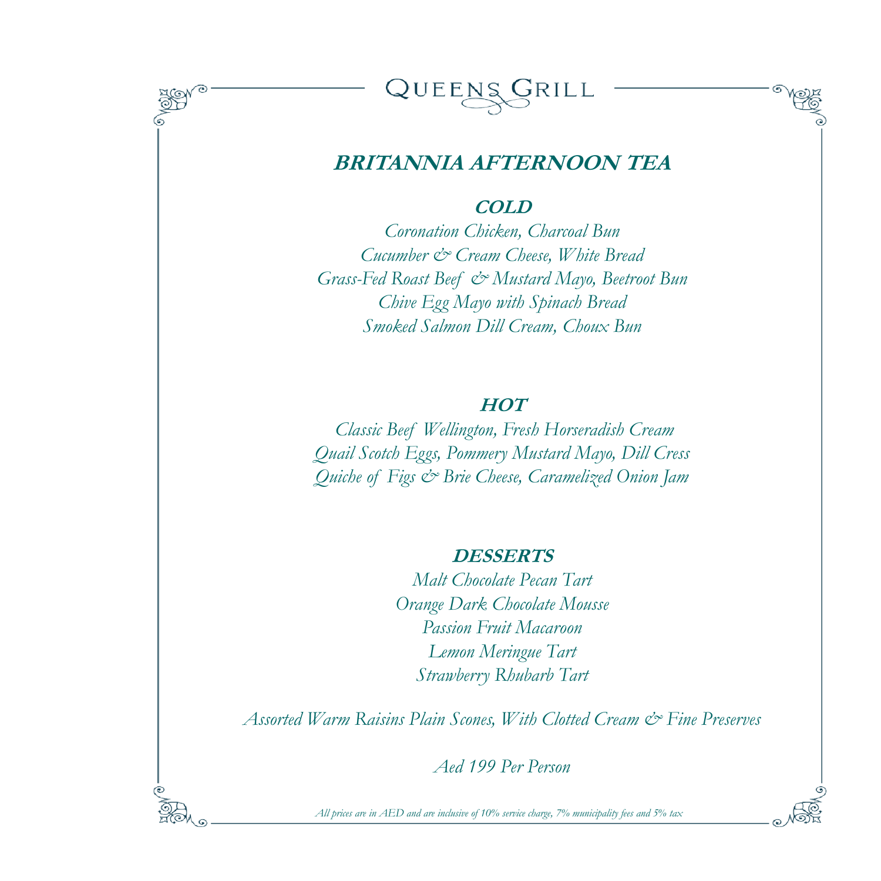# QUEENS GRILL

## ***BRITANNIA AFTERNOON TEA***

### ***COLD***

*Coronation Chicken, Charcoal Bun*
*Cucumber & Cream Cheese, White Bread*
*Grass-Fed Roast Beef & Mustard Mayo, Beetroot Bun*
*Chive Egg Mayo with Spinach Bread*
*Smoked Salmon Dill Cream, Choux Bun*

### ***HOT***

*Classic Beef Wellington, Fresh Horseradish Cream*
*Quail Scotch Eggs, Pommery Mustard Mayo, Dill Cress*
*Quiche of Figs & Brie Cheese, Caramelized Onion Jam*

### ***DESSERTS***

*Malt Chocolate Pecan Tart*
*Orange Dark Chocolate Mousse*
*Passion Fruit Macaroon*
*Lemon Meringue Tart*
*Strawberry Rhubarb Tart*

*Assorted Warm Raisins Plain Scones, With Clotted Cream & Fine Preserves*

*Aed 199 Per Person*

*All prices are in AED and are inclusive of 10% service charge, 7% municipality fees and 5% tax*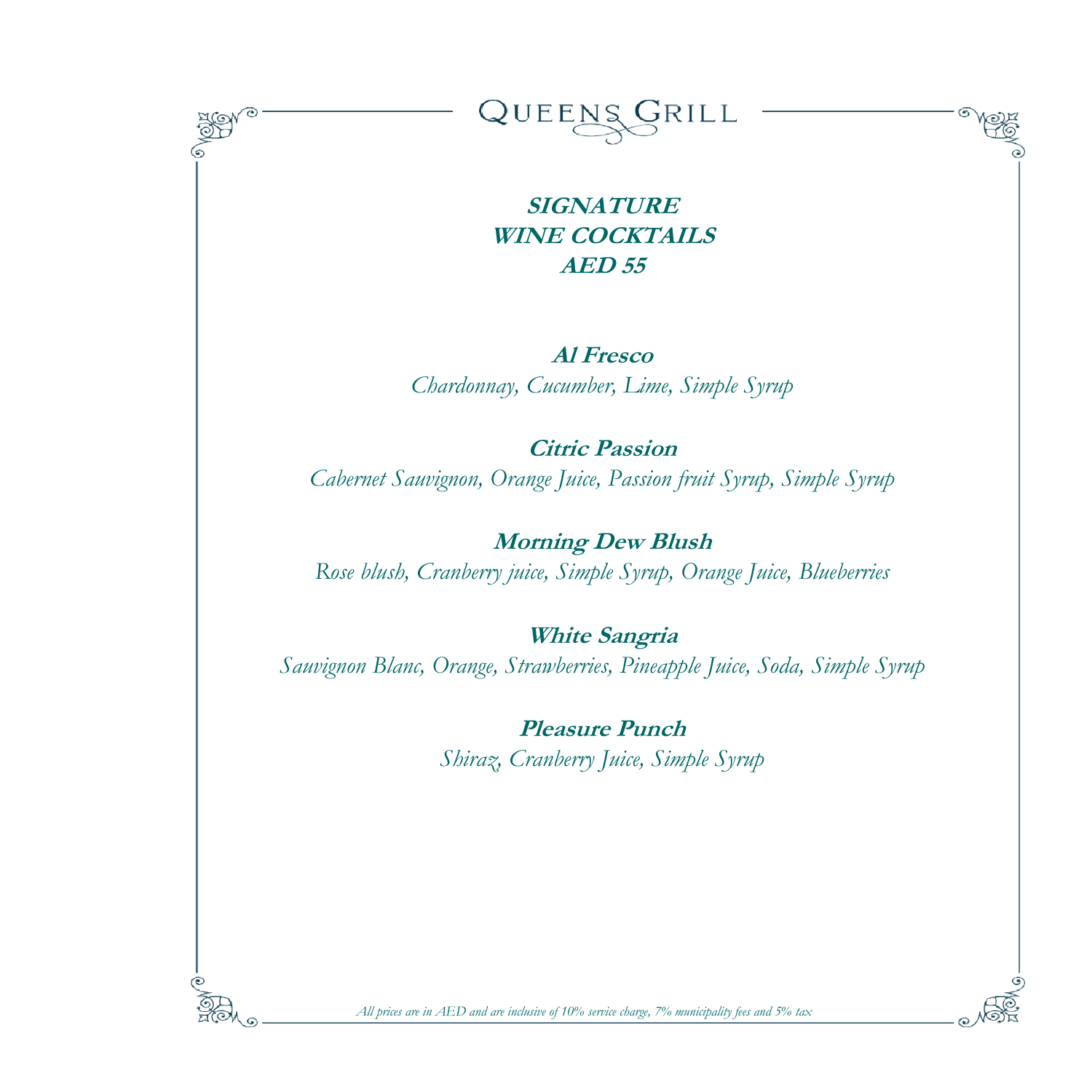# QUEENS GRILL

## SIGNATURE
## WINE COCKTAILS
## AED 55

**Al Fresco**
*Chardonnay, Cucumber, Lime, Simple Syrup*

**Citric Passion**
*Cabernet Sauvignon, Orange Juice, Passion fruit Syrup, Simple Syrup*

**Morning Dew Blush**
*Rose blush, Cranberry juice, Simple Syrup, Orange Juice, Blueberries*

**White Sangria**
*Sauvignon Blanc, Orange, Strawberries, Pineapple Juice, Soda, Simple Syrup*

**Pleasure Punch**
*Shiraz, Cranberry Juice, Simple Syrup*

*All prices are in AED and are inclusive of 10% service charge, 7% municipality fees and 5% tax*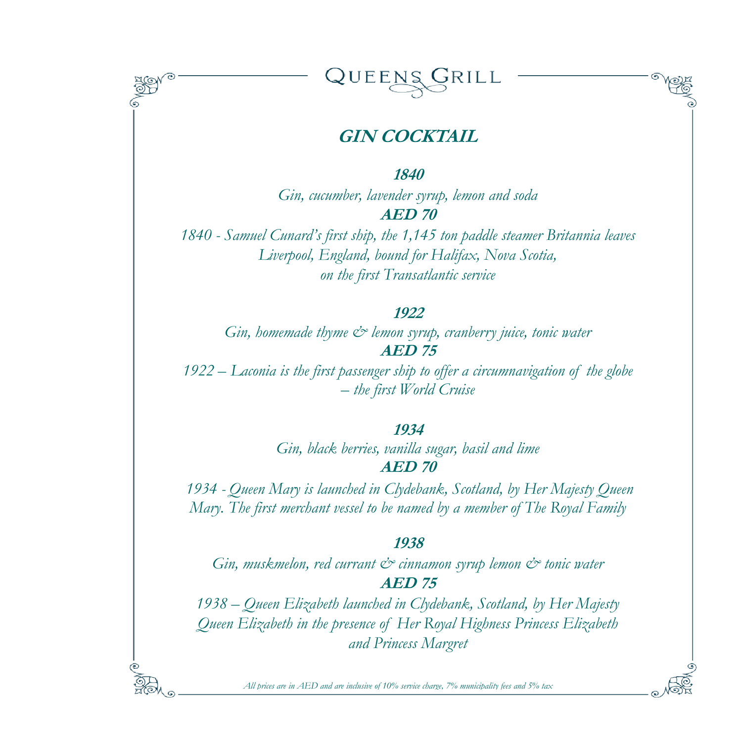# QUEENS GRILL

## GIN COCKTAIL

### *1840*

*Gin, cucumber, lavender syrup, lemon and soda*

***AED 70***

*1840 - Samuel Cunard's first ship, the 1,145 ton paddle steamer Britannia leaves Liverpool, England, bound for Halifax, Nova Scotia, on the first Transatlantic service*

### *1922*

*Gin, homemade thyme & lemon syrup, cranberry juice, tonic water*

***AED 75***

*1922 – Laconia is the first passenger ship to offer a circumnavigation of the globe – the first World Cruise*

### *1934*

*Gin, black berries, vanilla sugar, basil and lime*

***AED 70***

*1934 - Queen Mary is launched in Clydebank, Scotland, by Her Majesty Queen Mary. The first merchant vessel to be named by a member of The Royal Family*

### *1938*

*Gin, muskmelon, red currant & cinnamon syrup lemon & tonic water*

***AED 75***

*1938 – Queen Elizabeth launched in Clydebank, Scotland, by Her Majesty Queen Elizabeth in the presence of Her Royal Highness Princess Elizabeth and Princess Margret*

*All prices are in AED and are inclusive of 10% service charge, 7% municipality fees and 5% tax*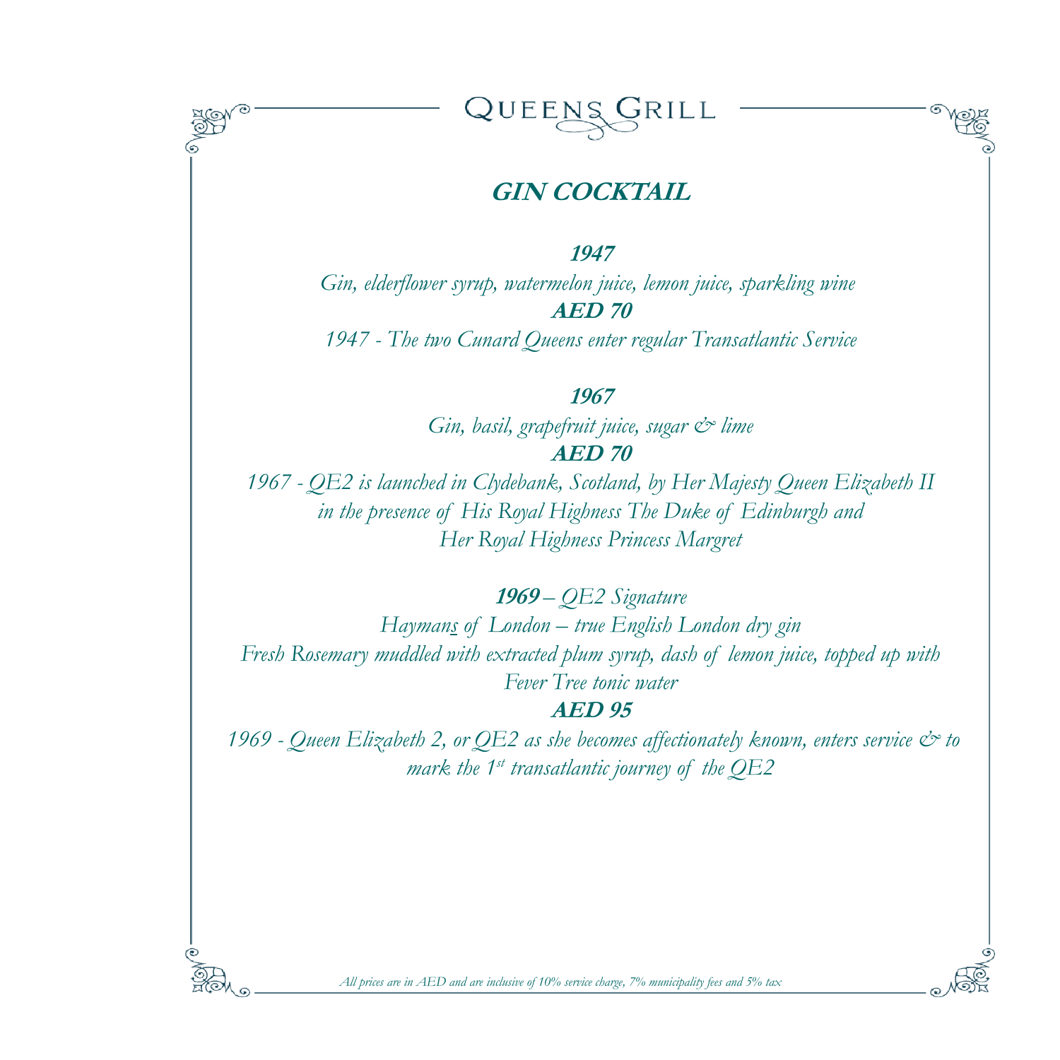# QUEENS GRILL

## GIN COCKTAIL

***1947***

*Gin, elderflower syrup, watermelon juice, lemon juice, sparkling wine*

***AED 70***

*1947 - The two Cunard Queens enter regular Transatlantic Service*

***1967***

*Gin, basil, grapefruit juice, sugar & lime*

***AED 70***

*1967 - QE2 is launched in Clydebank, Scotland, by Her Majesty Queen Elizabeth II in the presence of His Royal Highness The Duke of Edinburgh and Her Royal Highness Princess Margret*

***1969** – QE2 Signature*

*Haymans of London – true English London dry gin*

*Fresh Rosemary muddled with extracted plum syrup, dash of lemon juice, topped up with Fever Tree tonic water*

***AED 95***

*1969 - Queen Elizabeth 2, or QE2 as she becomes affectionately known, enters service & to mark the 1st transatlantic journey of the QE2*

*All prices are in AED and are inclusive of 10% service charge, 7% municipality fees and 5% tax*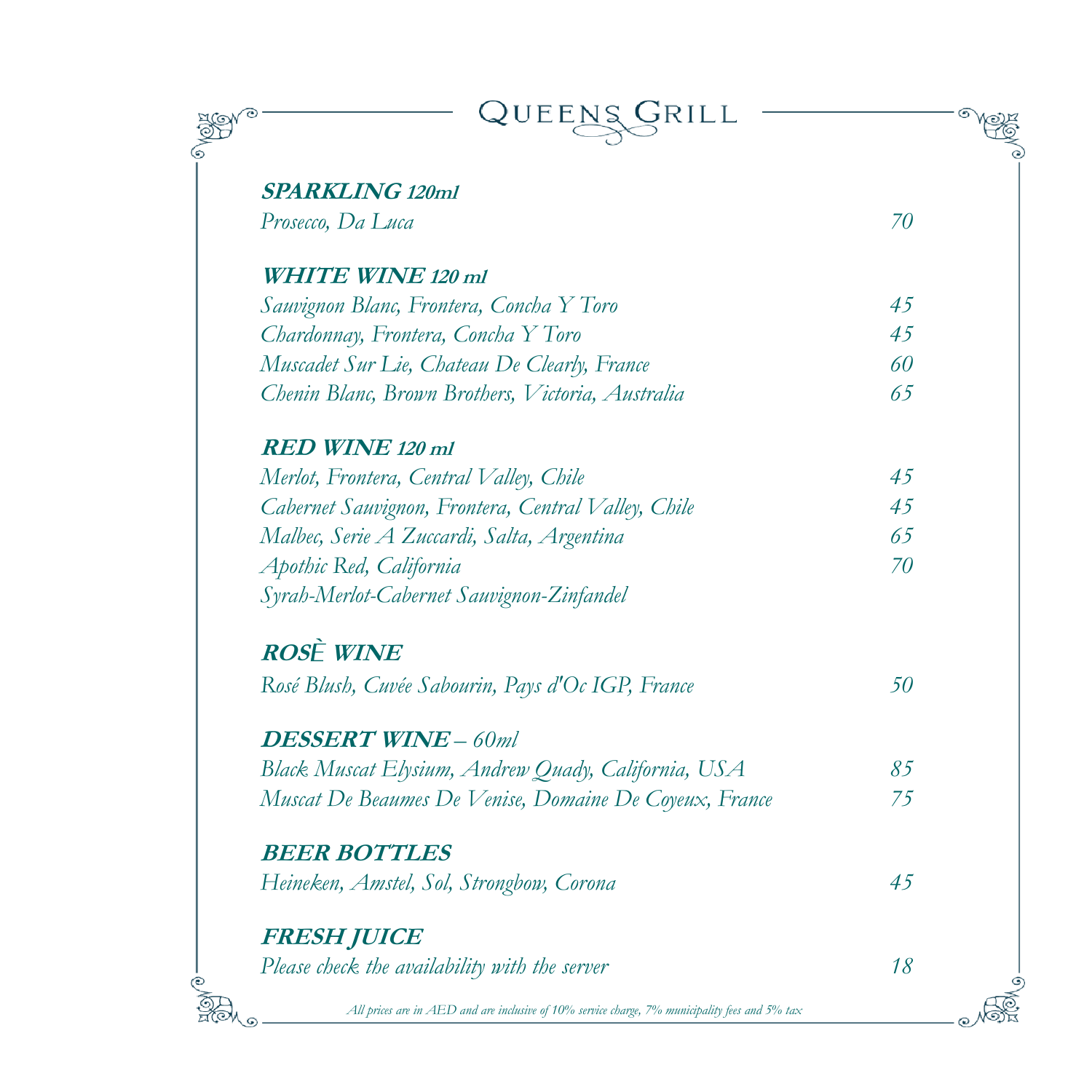# QUEENS GRILL

### *SPARKLING 120ml*

| | |
|---|---|
| *Prosecco, Da Luca* | 70 |

### *WHITE WINE 120 ml*

| | |
|---|---|
| *Sauvignon Blanc, Frontera, Concha Y Toro* | 45 |
| *Chardonnay, Frontera, Concha Y Toro* | 45 |
| *Muscadet Sur Lie, Chateau De Clearly, France* | 60 |
| *Chenin Blanc, Brown Brothers, Victoria, Australia* | 65 |

### *RED WINE 120 ml*

| | |
|---|---|
| *Merlot, Frontera, Central Valley, Chile* | 45 |
| *Cabernet Sauvignon, Frontera, Central Valley, Chile* | 45 |
| *Malbec, Serie A Zuccardi, Salta, Argentina* | 65 |
| *Apothic Red, California*<br>*Syrah-Merlot-Cabernet Sauvignon-Zinfandel* | 70 |

### *ROSÈ WINE*

| | |
|---|---|
| *Rosé Blush, Cuvée Sabourin, Pays d'Oc IGP, France* | 50 |

### *DESSERT WINE – 60ml*

| | |
|---|---|
| *Black Muscat Elysium, Andrew Quady, California, USA* | 85 |
| *Muscat De Beaumes De Venise, Domaine De Coyeux, France* | 75 |

### *BEER BOTTLES*

| | |
|---|---|
| *Heineken, Amstel, Sol, Strongbow, Corona* | 45 |

### *FRESH JUICE*

| | |
|---|---|
| *Please check the availability with the server* | 18 |

*All prices are in AED and are inclusive of 10% service charge, 7% municipality fees and 5% tax*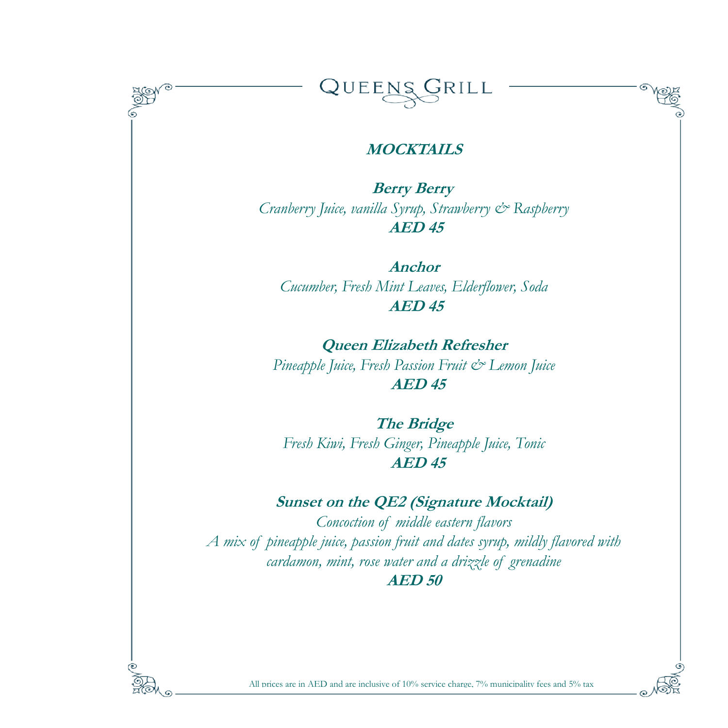# QUEENS GRILL

## MOCKTAILS

**Berry Berry**
*Cranberry Juice, vanilla Syrup, Strawberry & Raspberry*
**AED 45**

**Anchor**
*Cucumber, Fresh Mint Leaves, Elderflower, Soda*
**AED 45**

**Queen Elizabeth Refresher**
*Pineapple Juice, Fresh Passion Fruit & Lemon Juice*
**AED 45**

**The Bridge**
*Fresh Kiwi, Fresh Ginger, Pineapple Juice, Tonic*
**AED 45**

**Sunset on the QE2 (Signature Mocktail)**
*Concoction of middle eastern flavors*
*A mix of pineapple juice, passion fruit and dates syrup, mildly flavored with cardamon, mint, rose water and a drizzle of grenadine*
**AED 50**

All prices are in AED and are inclusive of 10% service charge, 7% municipality fees and 5% tax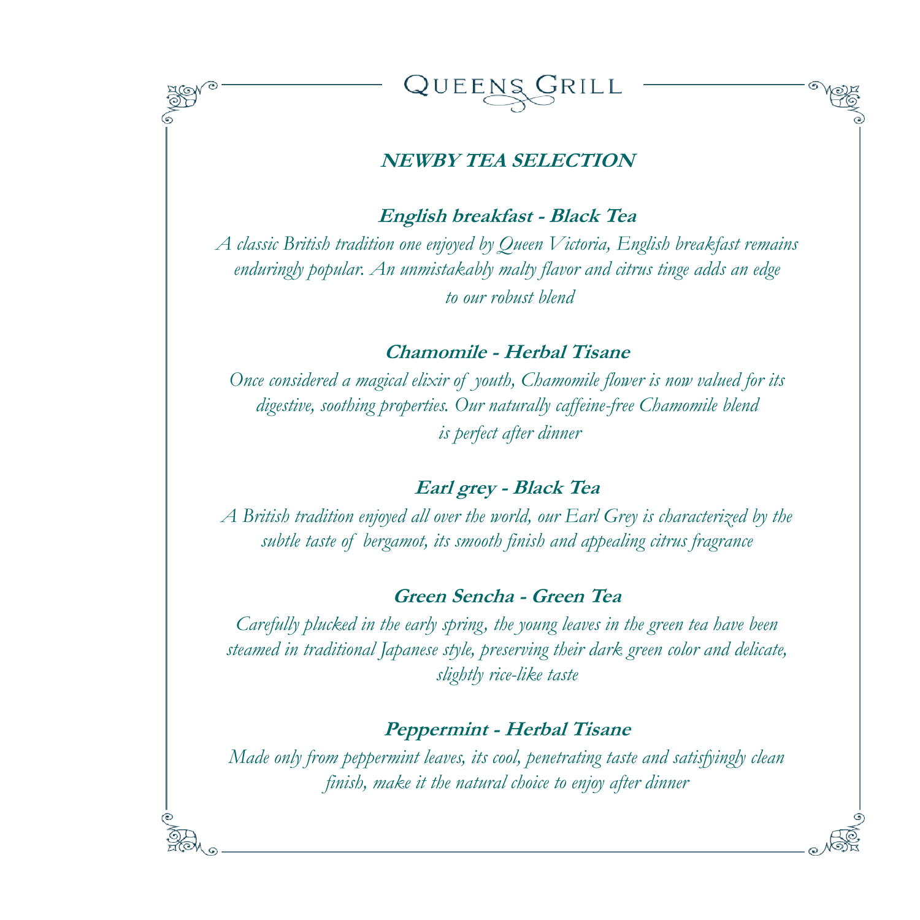# QUEENS GRILL

## NEWBY TEA SELECTION

### English breakfast - Black Tea

*A classic British tradition one enjoyed by Queen Victoria, English breakfast remains enduringly popular. An unmistakably malty flavor and citrus tinge adds an edge to our robust blend*

### Chamomile - Herbal Tisane

*Once considered a magical elixir of youth, Chamomile flower is now valued for its digestive, soothing properties. Our naturally caffeine-free Chamomile blend is perfect after dinner*

### Earl grey - Black Tea

*A British tradition enjoyed all over the world, our Earl Grey is characterized by the subtle taste of bergamot, its smooth finish and appealing citrus fragrance*

### Green Sencha - Green Tea

*Carefully plucked in the early spring, the young leaves in the green tea have been steamed in traditional Japanese style, preserving their dark green color and delicate, slightly rice-like taste*

### Peppermint - Herbal Tisane

*Made only from peppermint leaves, its cool, penetrating taste and satisfyingly clean finish, make it the natural choice to enjoy after dinner*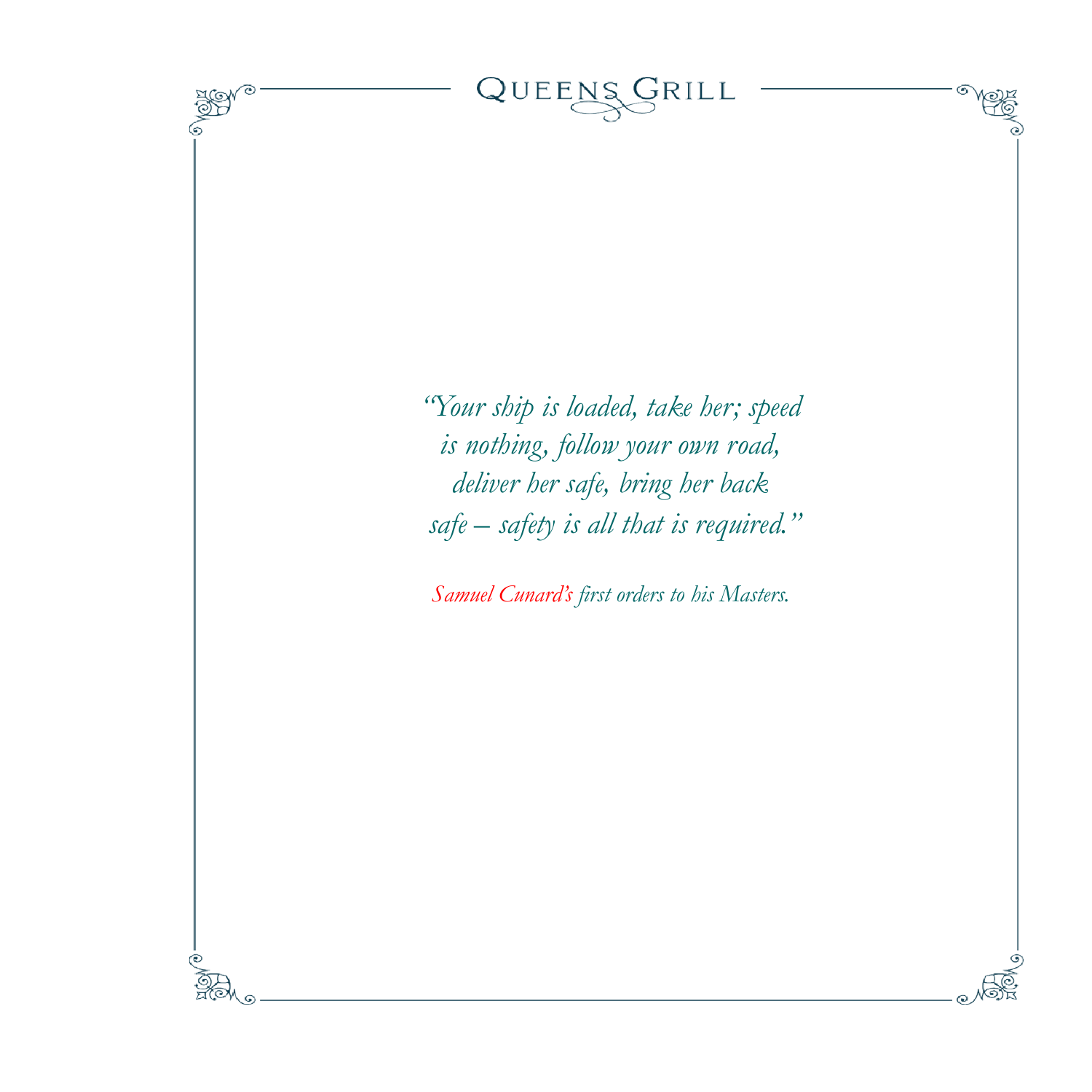# Queens Grill

*"Your ship is loaded, take her; speed is nothing, follow your own road, deliver her safe, bring her back safe – safety is all that is required."*

*Samuel Cunard's first orders to his Masters.*